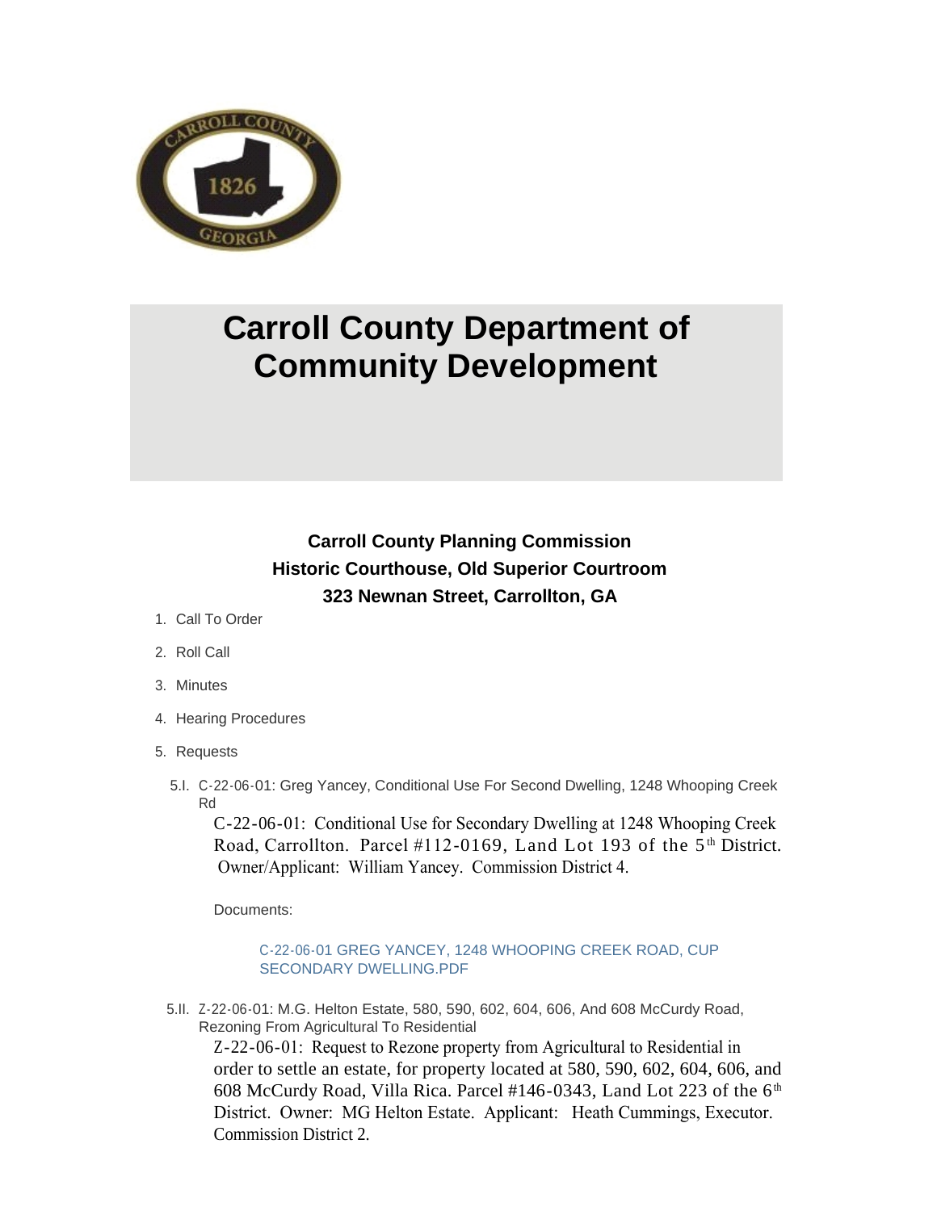# Carroll County Department of Community Development

### Carroll County Planning Commission
### Historic Courthouse, Old Superior Courtroom
### 323 Newnan Street, Carrollton, GA

1. Call To Order
2. Roll Call
3. Minutes
4. Hearing Procedures
5. Requests

5.I. C-22-06-01: Greg Yancey, Conditional Use For Second Dwelling, 1248 Whooping Creek Rd

C-22-06-01: Conditional Use for Secondary Dwelling at 1248 Whooping Creek Road, Carrollton. Parcel #112-0169, Land Lot 193 of the 5th District. Owner/Applicant: William Yancey. Commission District 4.

Documents:

C-22-06-01 GREG YANCEY, 1248 WHOOPING CREEK ROAD, CUP SECONDARY DWELLING.PDF

5.II. Z-22-06-01: M.G. Helton Estate, 580, 590, 602, 604, 606, And 608 McCurdy Road, Rezoning From Agricultural To Residential

Z-22-06-01: Request to Rezone property from Agricultural to Residential in order to settle an estate, for property located at 580, 590, 602, 604, 606, and 608 McCurdy Road, Villa Rica. Parcel #146-0343, Land Lot 223 of the 6th District. Owner: MG Helton Estate. Applicant: Heath Cummings, Executor. Commission District 2.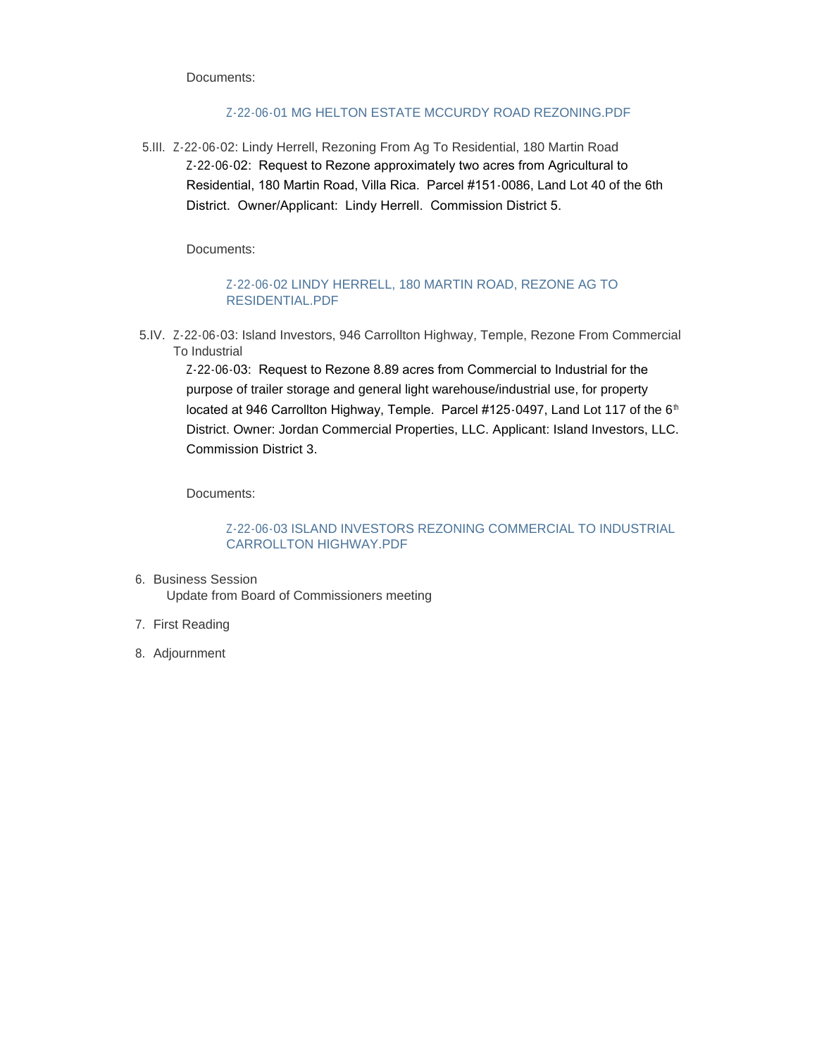Documents:

Z-22-06-01 MG HELTON ESTATE MCCURDY ROAD REZONING.PDF

5.III. Z-22-06-02: Lindy Herrell, Rezoning From Ag To Residential, 180 Martin Road

Z-22-06-02: Request to Rezone approximately two acres from Agricultural to Residential, 180 Martin Road, Villa Rica. Parcel #151-0086, Land Lot 40 of the 6th District. Owner/Applicant: Lindy Herrell. Commission District 5.

Documents:

Z-22-06-02 LINDY HERRELL, 180 MARTIN ROAD, REZONE AG TO RESIDENTIAL.PDF

5.IV. Z-22-06-03: Island Investors, 946 Carrollton Highway, Temple, Rezone From Commercial To Industrial

Z-22-06-03: Request to Rezone 8.89 acres from Commercial to Industrial for the purpose of trailer storage and general light warehouse/industrial use, for property located at 946 Carrollton Highway, Temple. Parcel #125-0497, Land Lot 117 of the 6th District. Owner: Jordan Commercial Properties, LLC. Applicant: Island Investors, LLC. Commission District 3.

Documents:

Z-22-06-03 ISLAND INVESTORS REZONING COMMERCIAL TO INDUSTRIAL CARROLLTON HIGHWAY.PDF

6. Business Session

   Update from Board of Commissioners meeting

7. First Reading

8. Adjournment